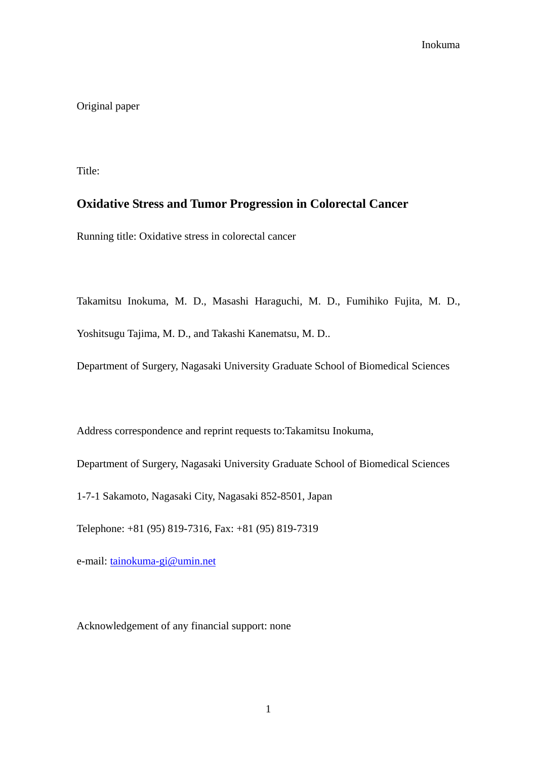Original paper

Title:

# Oxidative Stress and Tumor Progression in Colorectal Cancer

Running title: Oxidative stress in colorectal cancer

Takamitsu Inokuma, M. D., Masashi Haraguchi, M. D., Fumihiko Fujita, M. D., Yoshitsugu Tajima, M. D., and Takashi Kanematsu, M. D..

Department of Surgery, Nagasaki University Graduate School of Biomedical Sciences

Address correspondence and reprint requests to:Takamitsu Inokuma,

Department of Surgery, Nagasaki University Graduate School of Biomedical Sciences

1-7-1 Sakamoto, Nagasaki City, Nagasaki 852-8501, Japan

Telephone: +81 (95) 819-7316, Fax: +81 (95) 819-7319

e-mail: tainokuma-gi@umin.net

Acknowledgement of any financial support: none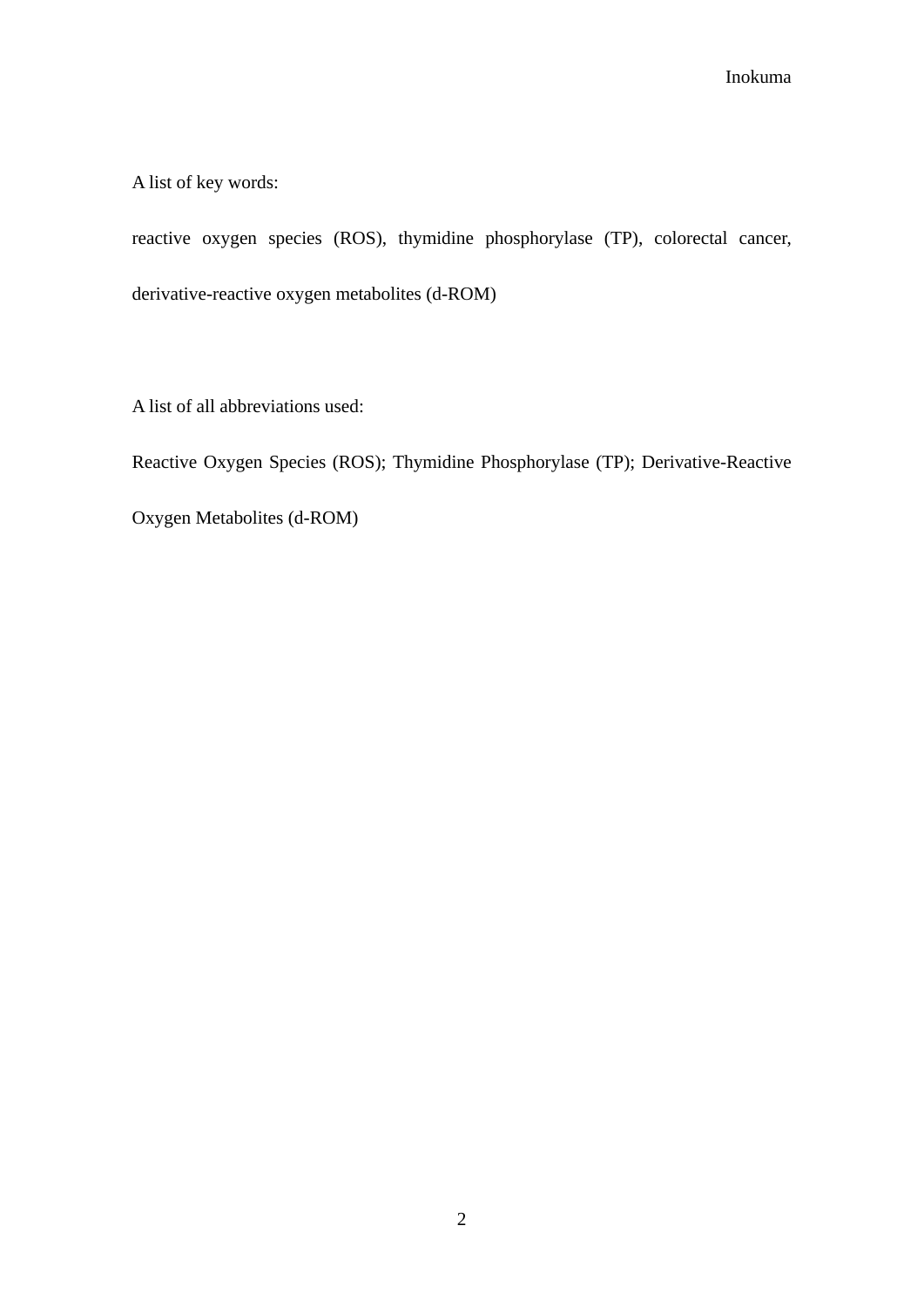A list of key words:

reactive oxygen species (ROS), thymidine phosphorylase (TP), colorectal cancer, derivative-reactive oxygen metabolites (d-ROM)

A list of all abbreviations used:

Reactive Oxygen Species (ROS); Thymidine Phosphorylase (TP); Derivative-Reactive Oxygen Metabolites (d-ROM)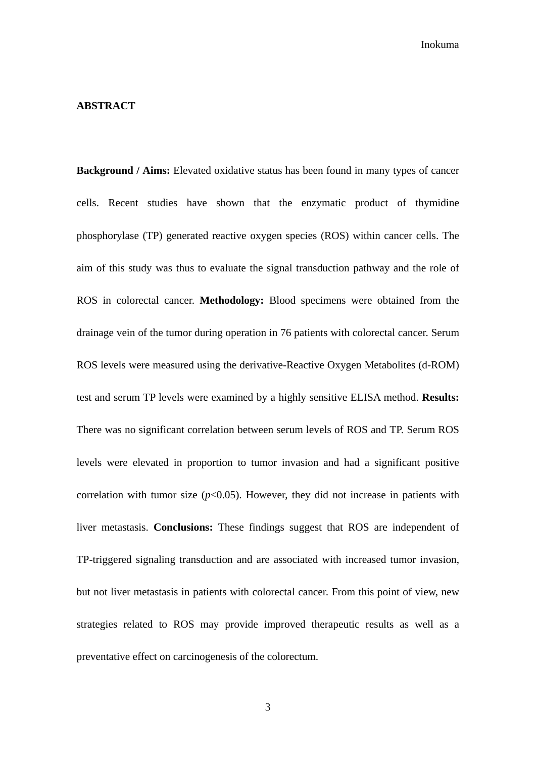## ABSTRACT

**Background / Aims:** Elevated oxidative status has been found in many types of cancer cells. Recent studies have shown that the enzymatic product of thymidine phosphorylase (TP) generated reactive oxygen species (ROS) within cancer cells. The aim of this study was thus to evaluate the signal transduction pathway and the role of ROS in colorectal cancer. **Methodology:** Blood specimens were obtained from the drainage vein of the tumor during operation in 76 patients with colorectal cancer. Serum ROS levels were measured using the derivative-Reactive Oxygen Metabolites (d-ROM) test and serum TP levels were examined by a highly sensitive ELISA method. **Results:** There was no significant correlation between serum levels of ROS and TP. Serum ROS levels were elevated in proportion to tumor invasion and had a significant positive correlation with tumor size ($p<0.05$). However, they did not increase in patients with liver metastasis. **Conclusions:** These findings suggest that ROS are independent of TP-triggered signaling transduction and are associated with increased tumor invasion, but not liver metastasis in patients with colorectal cancer. From this point of view, new strategies related to ROS may provide improved therapeutic results as well as a preventative effect on carcinogenesis of the colorectum.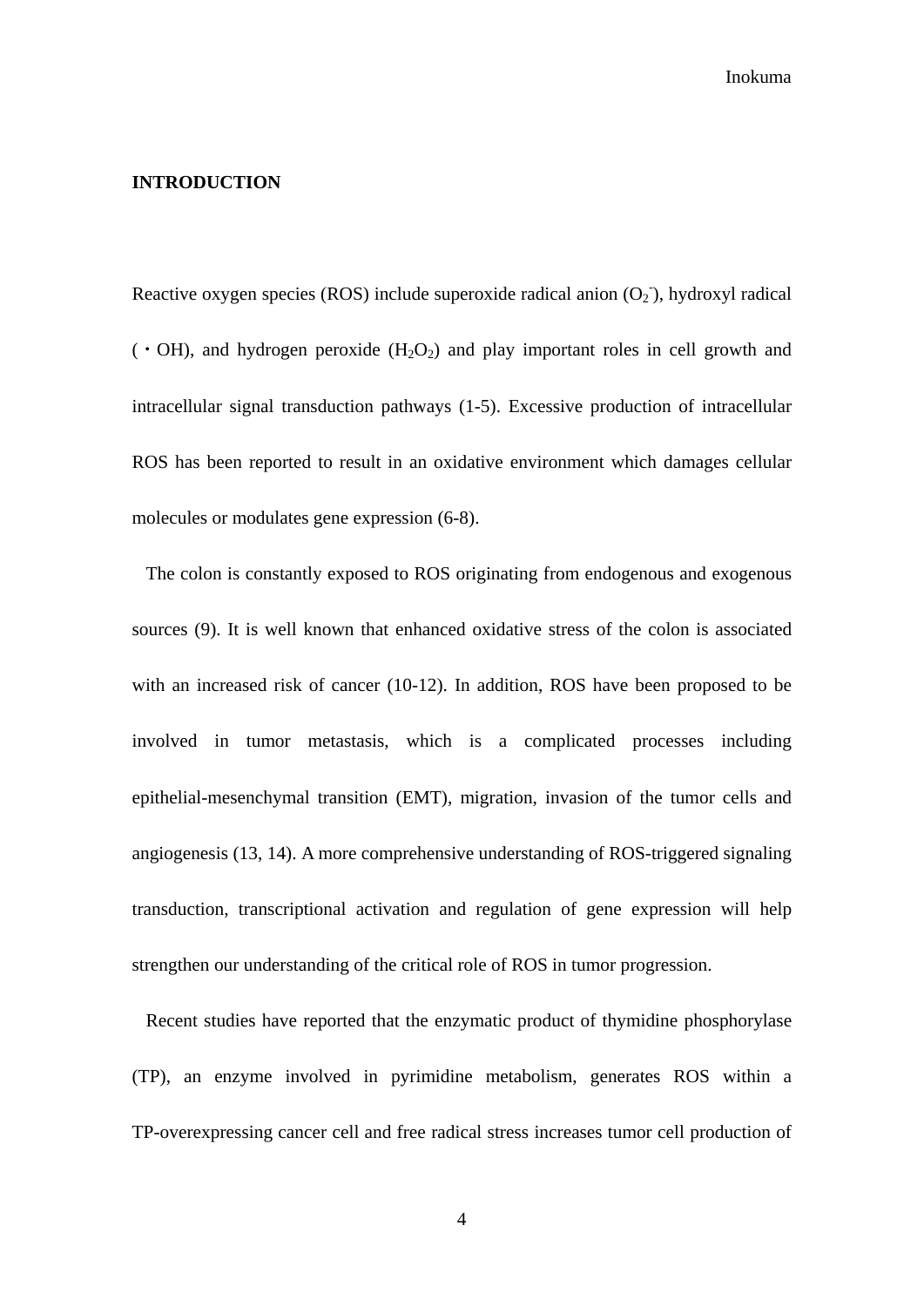## INTRODUCTION

Reactive oxygen species (ROS) include superoxide radical anion ($O_2^-$), hydroxyl radical (・OH), and hydrogen peroxide ($H_2O_2$) and play important roles in cell growth and intracellular signal transduction pathways (1-5). Excessive production of intracellular ROS has been reported to result in an oxidative environment which damages cellular molecules or modulates gene expression (6-8).

The colon is constantly exposed to ROS originating from endogenous and exogenous sources (9). It is well known that enhanced oxidative stress of the colon is associated with an increased risk of cancer (10-12). In addition, ROS have been proposed to be involved in tumor metastasis, which is a complicated processes including epithelial-mesenchymal transition (EMT), migration, invasion of the tumor cells and angiogenesis (13, 14). A more comprehensive understanding of ROS-triggered signaling transduction, transcriptional activation and regulation of gene expression will help strengthen our understanding of the critical role of ROS in tumor progression.

Recent studies have reported that the enzymatic product of thymidine phosphorylase (TP), an enzyme involved in pyrimidine metabolism, generates ROS within a TP-overexpressing cancer cell and free radical stress increases tumor cell production of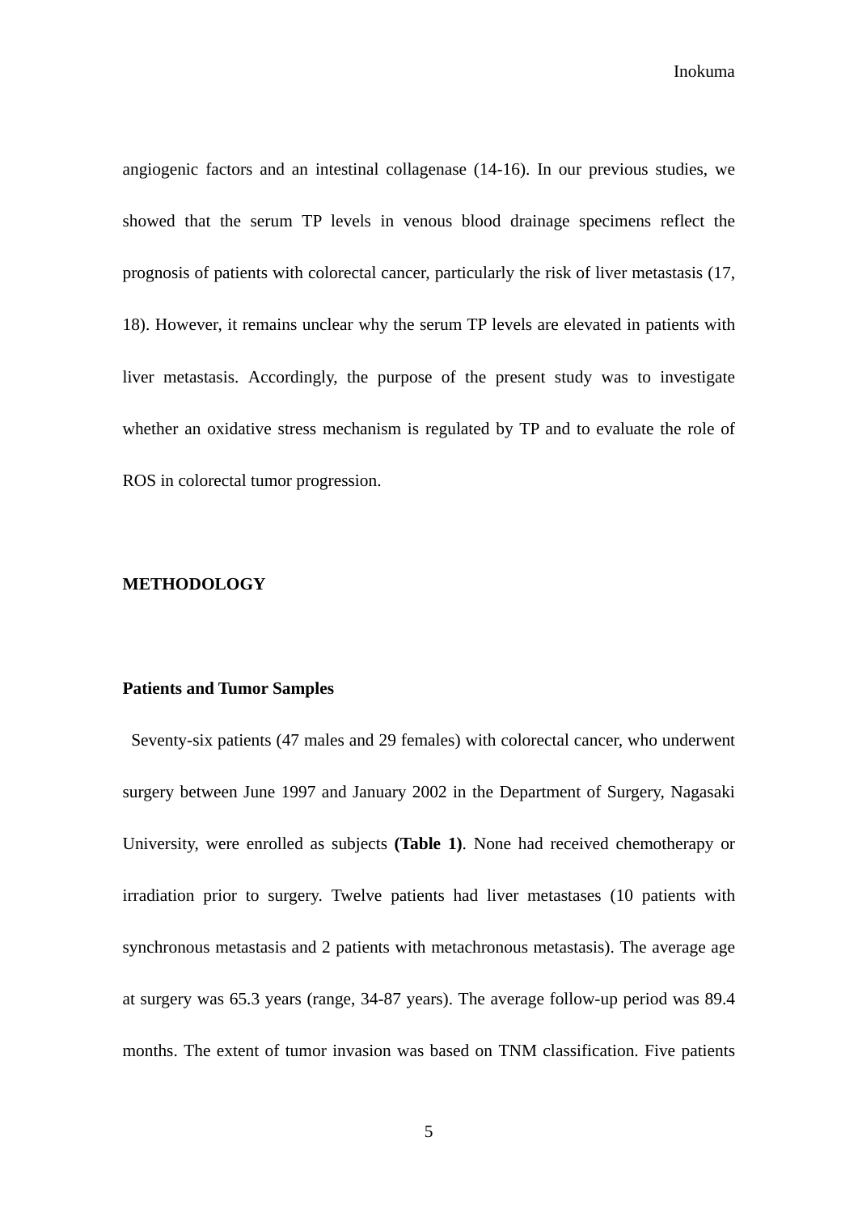angiogenic factors and an intestinal collagenase (14-16). In our previous studies, we showed that the serum TP levels in venous blood drainage specimens reflect the prognosis of patients with colorectal cancer, particularly the risk of liver metastasis (17, 18). However, it remains unclear why the serum TP levels are elevated in patients with liver metastasis. Accordingly, the purpose of the present study was to investigate whether an oxidative stress mechanism is regulated by TP and to evaluate the role of ROS in colorectal tumor progression.

## METHODOLOGY

### Patients and Tumor Samples

Seventy-six patients (47 males and 29 females) with colorectal cancer, who underwent surgery between June 1997 and January 2002 in the Department of Surgery, Nagasaki University, were enrolled as subjects **(Table 1)**. None had received chemotherapy or irradiation prior to surgery. Twelve patients had liver metastases (10 patients with synchronous metastasis and 2 patients with metachronous metastasis). The average age at surgery was 65.3 years (range, 34-87 years). The average follow-up period was 89.4 months. The extent of tumor invasion was based on TNM classification. Five patients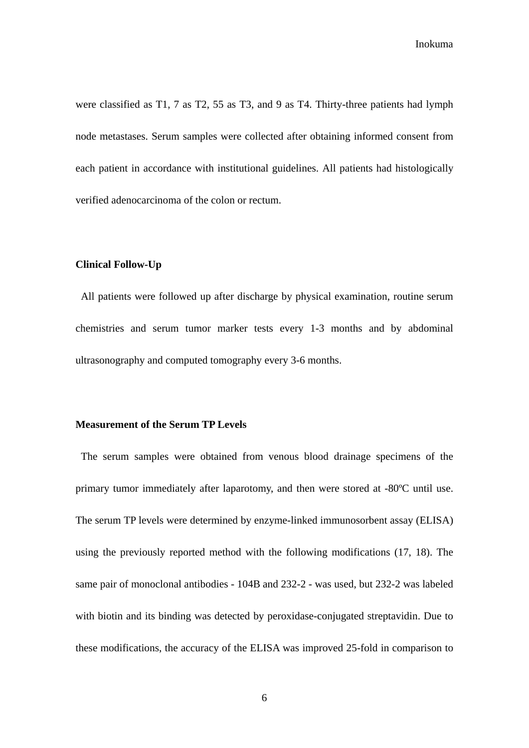were classified as T1, 7 as T2, 55 as T3, and 9 as T4. Thirty-three patients had lymph node metastases. Serum samples were collected after obtaining informed consent from each patient in accordance with institutional guidelines. All patients had histologically verified adenocarcinoma of the colon or rectum.

**Clinical Follow-Up**

All patients were followed up after discharge by physical examination, routine serum chemistries and serum tumor marker tests every 1-3 months and by abdominal ultrasonography and computed tomography every 3-6 months.

**Measurement of the Serum TP Levels**

The serum samples were obtained from venous blood drainage specimens of the primary tumor immediately after laparotomy, and then were stored at -80ºC until use. The serum TP levels were determined by enzyme-linked immunosorbent assay (ELISA) using the previously reported method with the following modifications (17, 18). The same pair of monoclonal antibodies - 104B and 232-2 - was used, but 232-2 was labeled with biotin and its binding was detected by peroxidase-conjugated streptavidin. Due to these modifications, the accuracy of the ELISA was improved 25-fold in comparison to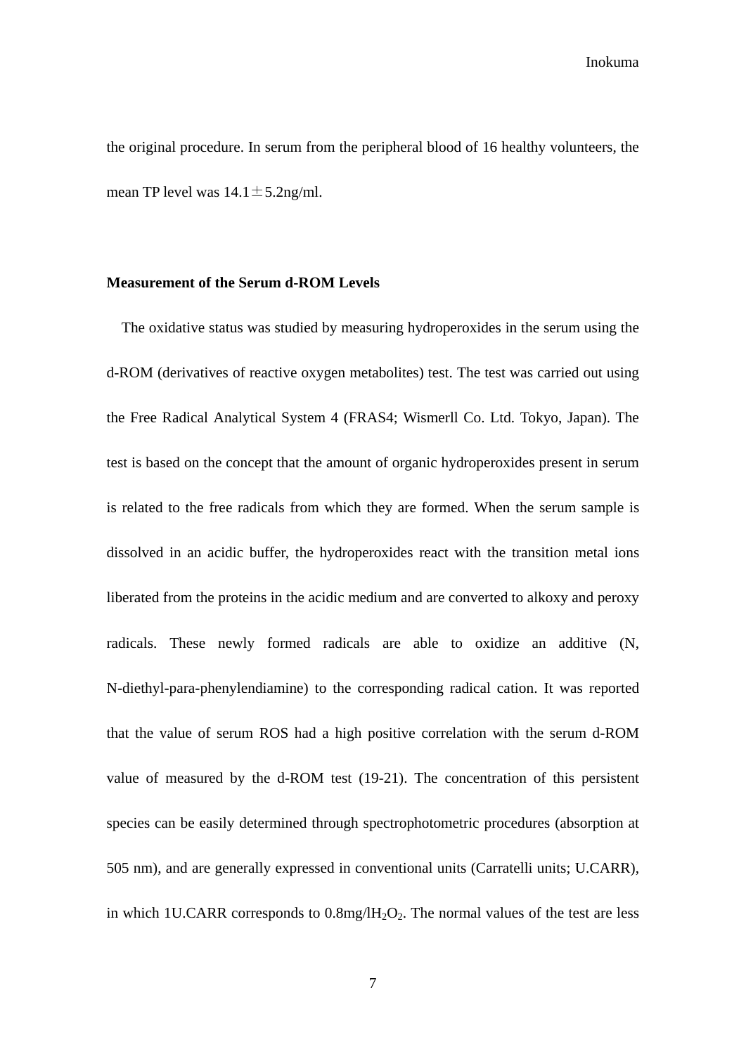the original procedure. In serum from the peripheral blood of 16 healthy volunteers, the mean TP level was 14.1±5.2ng/ml.

### Measurement of the Serum d-ROM Levels

The oxidative status was studied by measuring hydroperoxides in the serum using the d-ROM (derivatives of reactive oxygen metabolites) test. The test was carried out using the Free Radical Analytical System 4 (FRAS4; Wismerll Co. Ltd. Tokyo, Japan). The test is based on the concept that the amount of organic hydroperoxides present in serum is related to the free radicals from which they are formed. When the serum sample is dissolved in an acidic buffer, the hydroperoxides react with the transition metal ions liberated from the proteins in the acidic medium and are converted to alkoxy and peroxy radicals. These newly formed radicals are able to oxidize an additive (N, N-diethyl-para-phenylendiamine) to the corresponding radical cation. It was reported that the value of serum ROS had a high positive correlation with the serum d-ROM value of measured by the d-ROM test (19-21). The concentration of this persistent species can be easily determined through spectrophotometric procedures (absorption at 505 nm), and are generally expressed in conventional units (Carratelli units; U.CARR), in which 1U.CARR corresponds to 0.8mg/l$H_2O_2$. The normal values of the test are less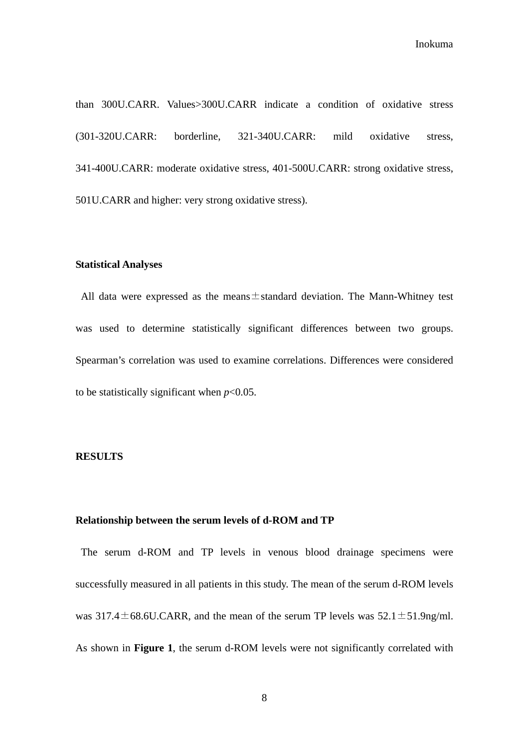than 300U.CARR. Values>300U.CARR indicate a condition of oxidative stress (301-320U.CARR: borderline, 321-340U.CARR: mild oxidative stress, 341-400U.CARR: moderate oxidative stress, 401-500U.CARR: strong oxidative stress, 501U.CARR and higher: very strong oxidative stress).

### Statistical Analyses

All data were expressed as the means ± standard deviation. The Mann-Whitney test was used to determine statistically significant differences between two groups. Spearman's correlation was used to examine correlations. Differences were considered to be statistically significant when $p<0.05$.

## RESULTS

### Relationship between the serum levels of d-ROM and TP

The serum d-ROM and TP levels in venous blood drainage specimens were successfully measured in all patients in this study. The mean of the serum d-ROM levels was 317.4 ± 68.6U.CARR, and the mean of the serum TP levels was 52.1 ± 51.9ng/ml. As shown in **Figure 1**, the serum d-ROM levels were not significantly correlated with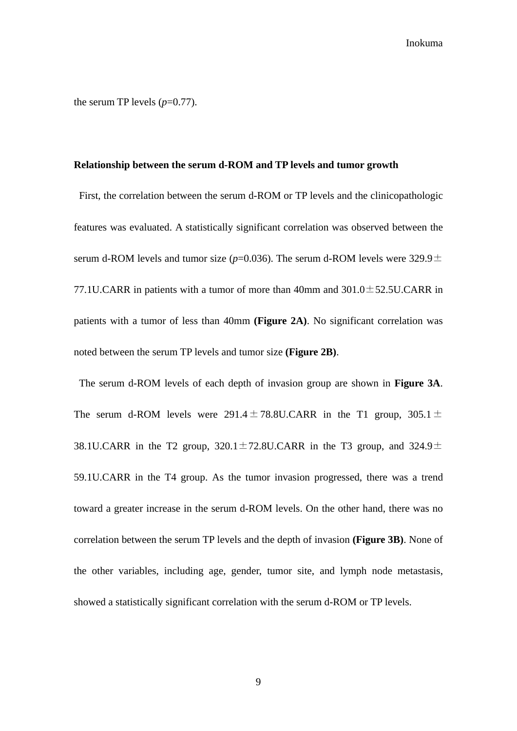the serum TP levels ($p$=0.77).

**Relationship between the serum d-ROM and TP levels and tumor growth**

First, the correlation between the serum d-ROM or TP levels and the clinicopathologic features was evaluated. A statistically significant correlation was observed between the serum d-ROM levels and tumor size ($p$=0.036). The serum d-ROM levels were 329.9±77.1U.CARR in patients with a tumor of more than 40mm and 301.0±52.5U.CARR in patients with a tumor of less than 40mm **(Figure 2A)**. No significant correlation was noted between the serum TP levels and tumor size **(Figure 2B)**.

The serum d-ROM levels of each depth of invasion group are shown in **Figure 3A**. The serum d-ROM levels were 291.4±78.8U.CARR in the T1 group, 305.1±38.1U.CARR in the T2 group, 320.1±72.8U.CARR in the T3 group, and 324.9±59.1U.CARR in the T4 group. As the tumor invasion progressed, there was a trend toward a greater increase in the serum d-ROM levels. On the other hand, there was no correlation between the serum TP levels and the depth of invasion **(Figure 3B)**. None of the other variables, including age, gender, tumor site, and lymph node metastasis, showed a statistically significant correlation with the serum d-ROM or TP levels.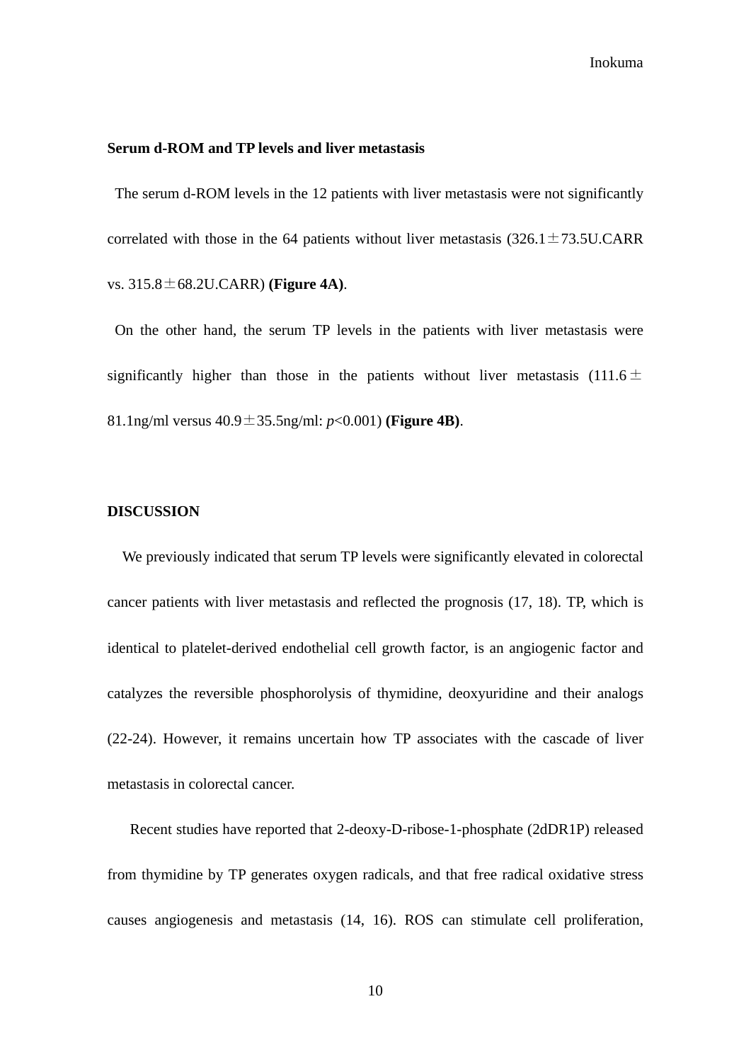**Serum d-ROM and TP levels and liver metastasis**

The serum d-ROM levels in the 12 patients with liver metastasis were not significantly correlated with those in the 64 patients without liver metastasis (326.1±73.5U.CARR vs. 315.8±68.2U.CARR) **(Figure 4A)**.

On the other hand, the serum TP levels in the patients with liver metastasis were significantly higher than those in the patients without liver metastasis (111.6±81.1ng/ml versus 40.9±35.5ng/ml: $p<0.001$) **(Figure 4B)**.

**DISCUSSION**

We previously indicated that serum TP levels were significantly elevated in colorectal cancer patients with liver metastasis and reflected the prognosis (17, 18). TP, which is identical to platelet-derived endothelial cell growth factor, is an angiogenic factor and catalyzes the reversible phosphorolysis of thymidine, deoxyuridine and their analogs (22-24). However, it remains uncertain how TP associates with the cascade of liver metastasis in colorectal cancer.

Recent studies have reported that 2-deoxy-D-ribose-1-phosphate (2dDR1P) released from thymidine by TP generates oxygen radicals, and that free radical oxidative stress causes angiogenesis and metastasis (14, 16). ROS can stimulate cell proliferation,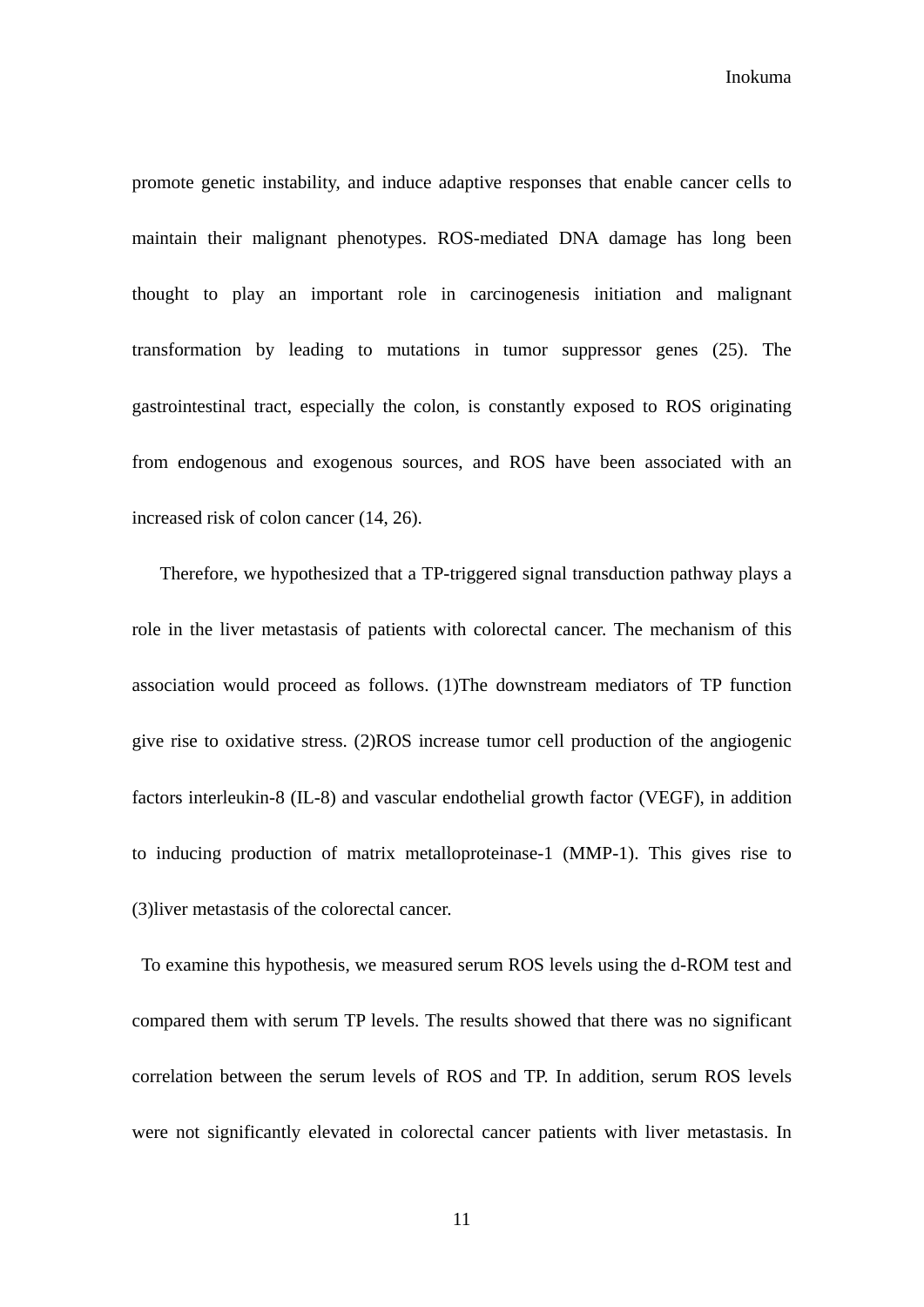promote genetic instability, and induce adaptive responses that enable cancer cells to maintain their malignant phenotypes. ROS-mediated DNA damage has long been thought to play an important role in carcinogenesis initiation and malignant transformation by leading to mutations in tumor suppressor genes (25). The gastrointestinal tract, especially the colon, is constantly exposed to ROS originating from endogenous and exogenous sources, and ROS have been associated with an increased risk of colon cancer (14, 26).

Therefore, we hypothesized that a TP-triggered signal transduction pathway plays a role in the liver metastasis of patients with colorectal cancer. The mechanism of this association would proceed as follows. (1)The downstream mediators of TP function give rise to oxidative stress. (2)ROS increase tumor cell production of the angiogenic factors interleukin-8 (IL-8) and vascular endothelial growth factor (VEGF), in addition to inducing production of matrix metalloproteinase-1 (MMP-1). This gives rise to (3)liver metastasis of the colorectal cancer.

To examine this hypothesis, we measured serum ROS levels using the d-ROM test and compared them with serum TP levels. The results showed that there was no significant correlation between the serum levels of ROS and TP. In addition, serum ROS levels were not significantly elevated in colorectal cancer patients with liver metastasis. In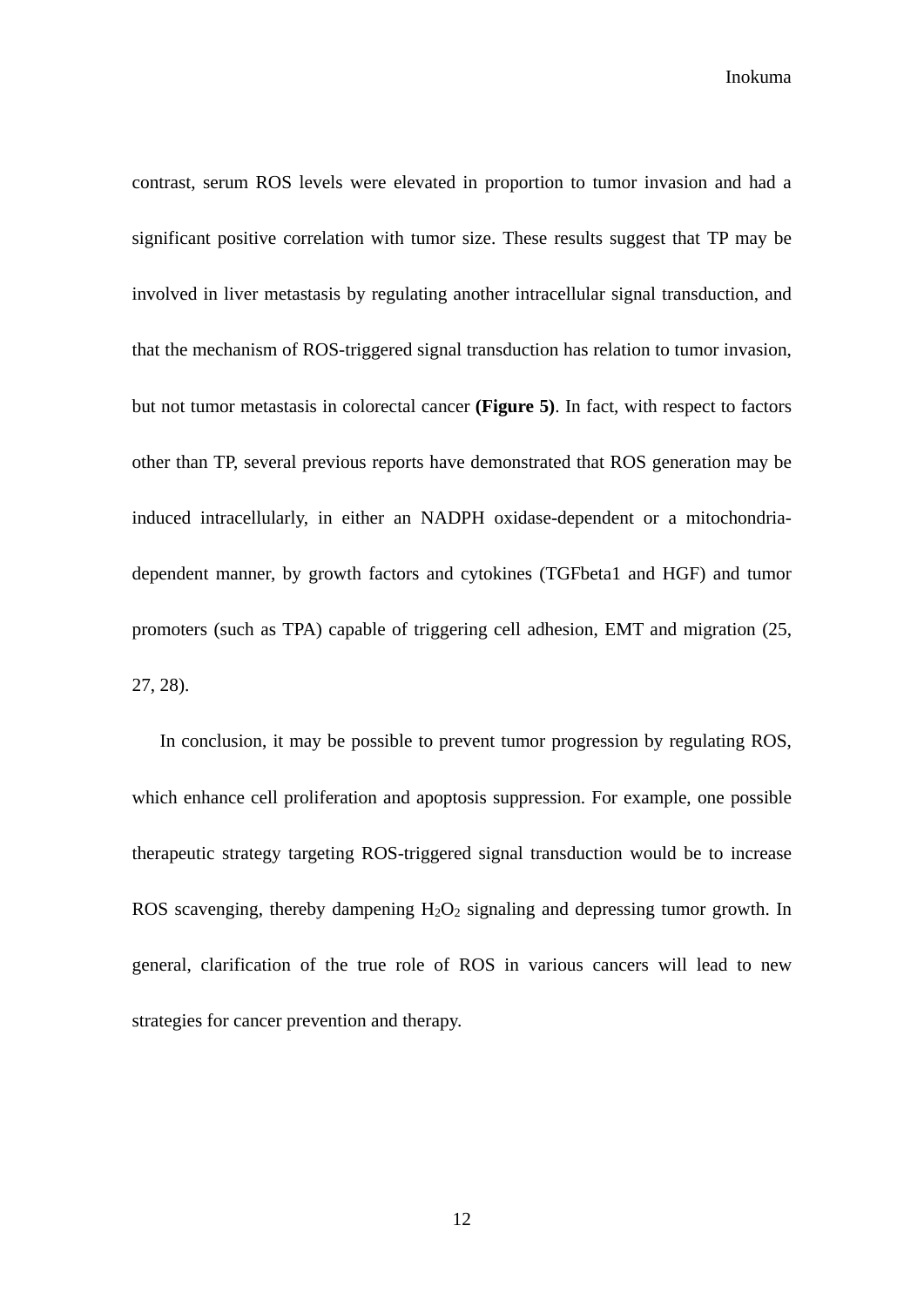contrast, serum ROS levels were elevated in proportion to tumor invasion and had a significant positive correlation with tumor size. These results suggest that TP may be involved in liver metastasis by regulating another intracellular signal transduction, and that the mechanism of ROS-triggered signal transduction has relation to tumor invasion, but not tumor metastasis in colorectal cancer **(Figure 5)**. In fact, with respect to factors other than TP, several previous reports have demonstrated that ROS generation may be induced intracellularly, in either an NADPH oxidase-dependent or a mitochondria-dependent manner, by growth factors and cytokines (TGFbeta1 and HGF) and tumor promoters (such as TPA) capable of triggering cell adhesion, EMT and migration (25, 27, 28).

In conclusion, it may be possible to prevent tumor progression by regulating ROS, which enhance cell proliferation and apoptosis suppression. For example, one possible therapeutic strategy targeting ROS-triggered signal transduction would be to increase ROS scavenging, thereby dampening $H_2O_2$ signaling and depressing tumor growth. In general, clarification of the true role of ROS in various cancers will lead to new strategies for cancer prevention and therapy.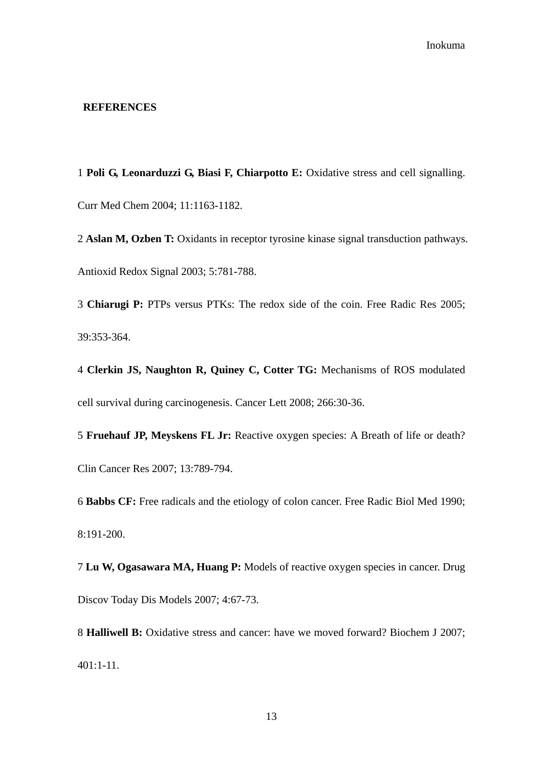## REFERENCES

1 **Poli G, Leonarduzzi G, Biasi F, Chiarpotto E:** Oxidative stress and cell signalling. Curr Med Chem 2004; 11:1163-1182.

2 **Aslan M, Ozben T:** Oxidants in receptor tyrosine kinase signal transduction pathways. Antioxid Redox Signal 2003; 5:781-788.

3 **Chiarugi P:** PTPs versus PTKs: The redox side of the coin. Free Radic Res 2005; 39:353-364.

4 **Clerkin JS, Naughton R, Quiney C, Cotter TG:** Mechanisms of ROS modulated cell survival during carcinogenesis. Cancer Lett 2008; 266:30-36.

5 **Fruehauf JP, Meyskens FL Jr:** Reactive oxygen species: A Breath of life or death? Clin Cancer Res 2007; 13:789-794.

6 **Babbs CF:** Free radicals and the etiology of colon cancer. Free Radic Biol Med 1990; 8:191-200.

7 **Lu W, Ogasawara MA, Huang P:** Models of reactive oxygen species in cancer. Drug Discov Today Dis Models 2007; 4:67-73.

8 **Halliwell B:** Oxidative stress and cancer: have we moved forward? Biochem J 2007; 401:1-11.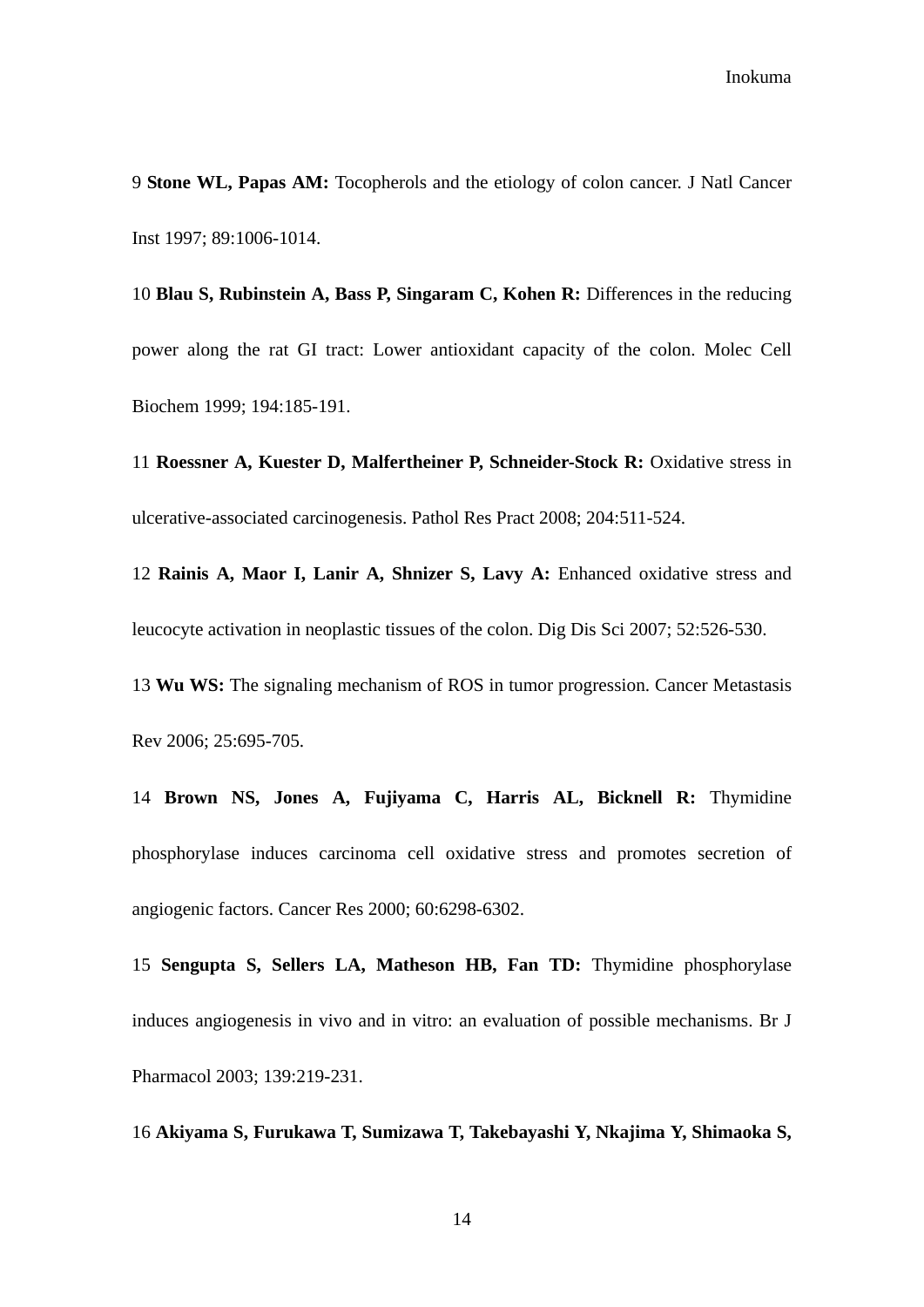9 **Stone WL, Papas AM:** Tocopherols and the etiology of colon cancer. J Natl Cancer Inst 1997; 89:1006-1014.

10 **Blau S, Rubinstein A, Bass P, Singaram C, Kohen R:** Differences in the reducing power along the rat GI tract: Lower antioxidant capacity of the colon. Molec Cell Biochem 1999; 194:185-191.

11 **Roessner A, Kuester D, Malfertheiner P, Schneider-Stock R:** Oxidative stress in ulcerative-associated carcinogenesis. Pathol Res Pract 2008; 204:511-524.

12 **Rainis A, Maor I, Lanir A, Shnizer S, Lavy A:** Enhanced oxidative stress and leucocyte activation in neoplastic tissues of the colon. Dig Dis Sci 2007; 52:526-530.

13 **Wu WS:** The signaling mechanism of ROS in tumor progression. Cancer Metastasis Rev 2006; 25:695-705.

14 **Brown NS, Jones A, Fujiyama C, Harris AL, Bicknell R:** Thymidine phosphorylase induces carcinoma cell oxidative stress and promotes secretion of angiogenic factors. Cancer Res 2000; 60:6298-6302.

15 **Sengupta S, Sellers LA, Matheson HB, Fan TD:** Thymidine phosphorylase induces angiogenesis in vivo and in vitro: an evaluation of possible mechanisms. Br J Pharmacol 2003; 139:219-231.

16 **Akiyama S, Furukawa T, Sumizawa T, Takebayashi Y, Nkajima Y, Shimaoka S,**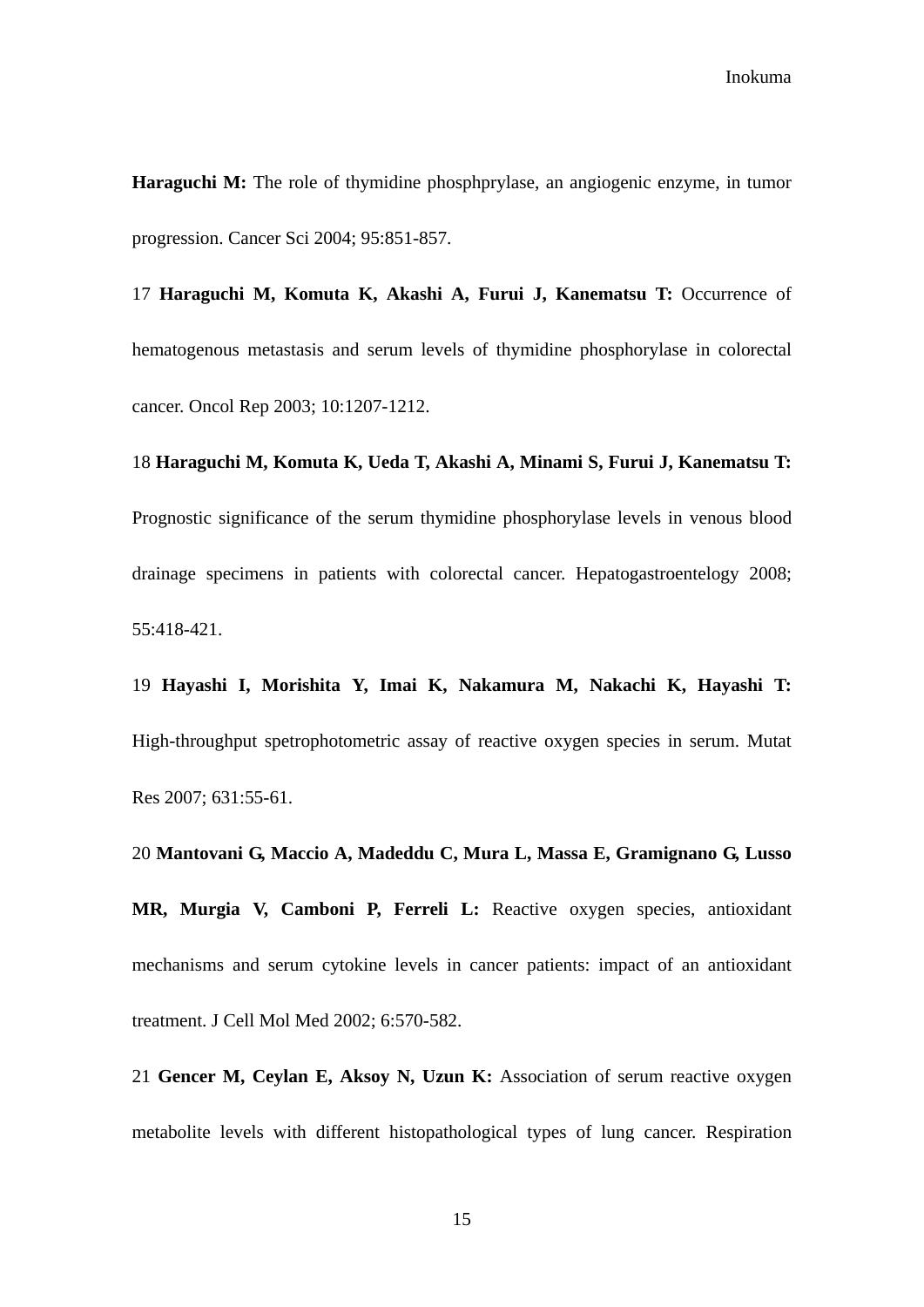**Haraguchi M:** The role of thymidine phosphprylase, an angiogenic enzyme, in tumor progression. Cancer Sci 2004; 95:851-857.

17 **Haraguchi M, Komuta K, Akashi A, Furui J, Kanematsu T:** Occurrence of hematogenous metastasis and serum levels of thymidine phosphorylase in colorectal cancer. Oncol Rep 2003; 10:1207-1212.

18 **Haraguchi M, Komuta K, Ueda T, Akashi A, Minami S, Furui J, Kanematsu T:** Prognostic significance of the serum thymidine phosphorylase levels in venous blood drainage specimens in patients with colorectal cancer. Hepatogastroentelogy 2008; 55:418-421.

19 **Hayashi I, Morishita Y, Imai K, Nakamura M, Nakachi K, Hayashi T:** High-throughput spetrophotometric assay of reactive oxygen species in serum. Mutat Res 2007; 631:55-61.

20 **Mantovani G, Maccio A, Madeddu C, Mura L, Massa E, Gramignano G, Lusso MR, Murgia V, Camboni P, Ferreli L:** Reactive oxygen species, antioxidant mechanisms and serum cytokine levels in cancer patients: impact of an antioxidant treatment. J Cell Mol Med 2002; 6:570-582.

21 **Gencer M, Ceylan E, Aksoy N, Uzun K:** Association of serum reactive oxygen metabolite levels with different histopathological types of lung cancer. Respiration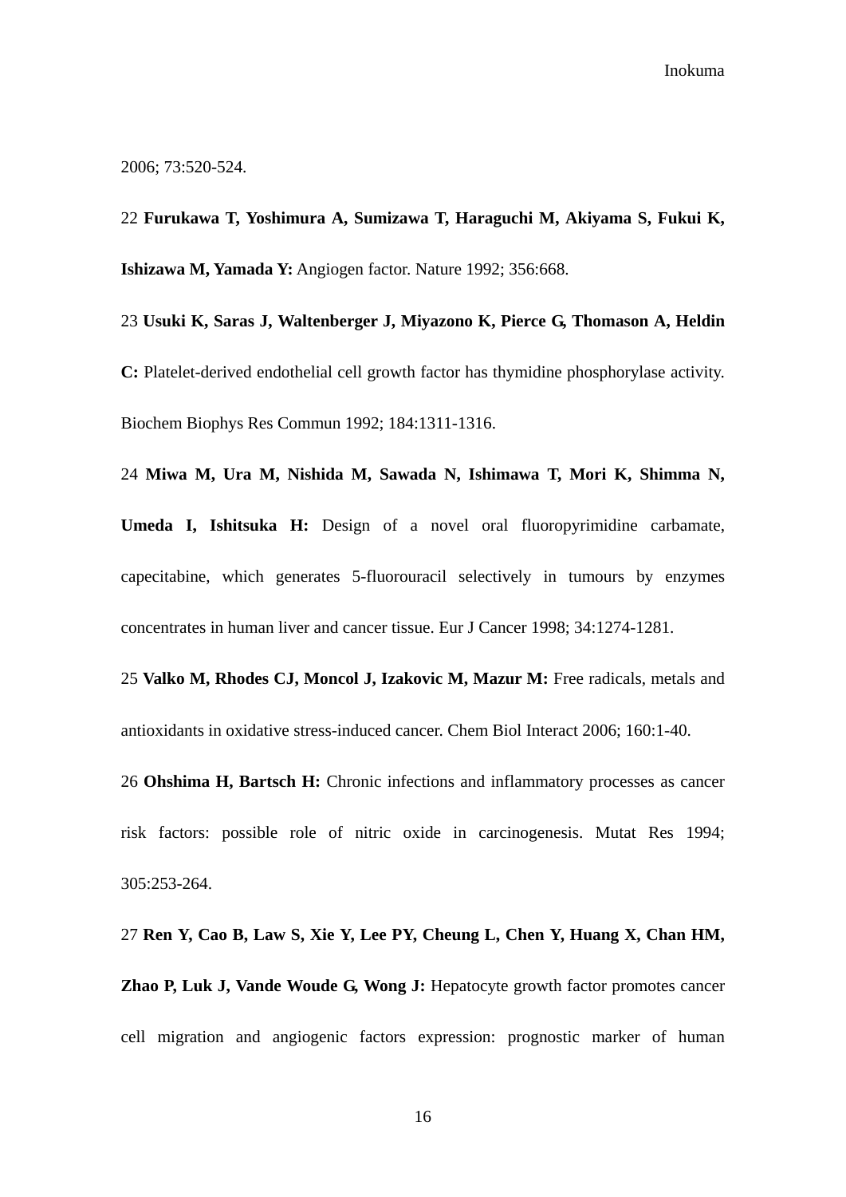2006; 73:520-524.

22 **Furukawa T, Yoshimura A, Sumizawa T, Haraguchi M, Akiyama S, Fukui K, Ishizawa M, Yamada Y:** Angiogen factor. Nature 1992; 356:668.

23 **Usuki K, Saras J, Waltenberger J, Miyazono K, Pierce G, Thomason A, Heldin C:** Platelet-derived endothelial cell growth factor has thymidine phosphorylase activity. Biochem Biophys Res Commun 1992; 184:1311-1316.

24 **Miwa M, Ura M, Nishida M, Sawada N, Ishimawa T, Mori K, Shimma N, Umeda I, Ishitsuka H:** Design of a novel oral fluoropyrimidine carbamate, capecitabine, which generates 5-fluorouracil selectively in tumours by enzymes concentrates in human liver and cancer tissue. Eur J Cancer 1998; 34:1274-1281.

25 **Valko M, Rhodes CJ, Moncol J, Izakovic M, Mazur M:** Free radicals, metals and antioxidants in oxidative stress-induced cancer. Chem Biol Interact 2006; 160:1-40.

26 **Ohshima H, Bartsch H:** Chronic infections and inflammatory processes as cancer risk factors: possible role of nitric oxide in carcinogenesis. Mutat Res 1994; 305:253-264.

27 **Ren Y, Cao B, Law S, Xie Y, Lee PY, Cheung L, Chen Y, Huang X, Chan HM, Zhao P, Luk J, Vande Woude G, Wong J:** Hepatocyte growth factor promotes cancer cell migration and angiogenic factors expression: prognostic marker of human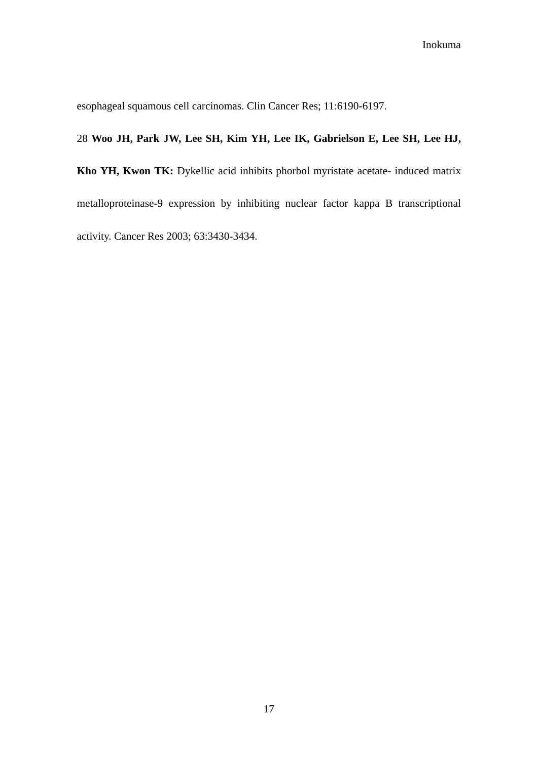esophageal squamous cell carcinomas. Clin Cancer Res; 11:6190-6197.

28 **Woo JH, Park JW, Lee SH, Kim YH, Lee IK, Gabrielson E, Lee SH, Lee HJ, Kho YH, Kwon TK:** Dykellic acid inhibits phorbol myristate acetate- induced matrix metalloproteinase-9 expression by inhibiting nuclear factor kappa B transcriptional activity. Cancer Res 2003; 63:3430-3434.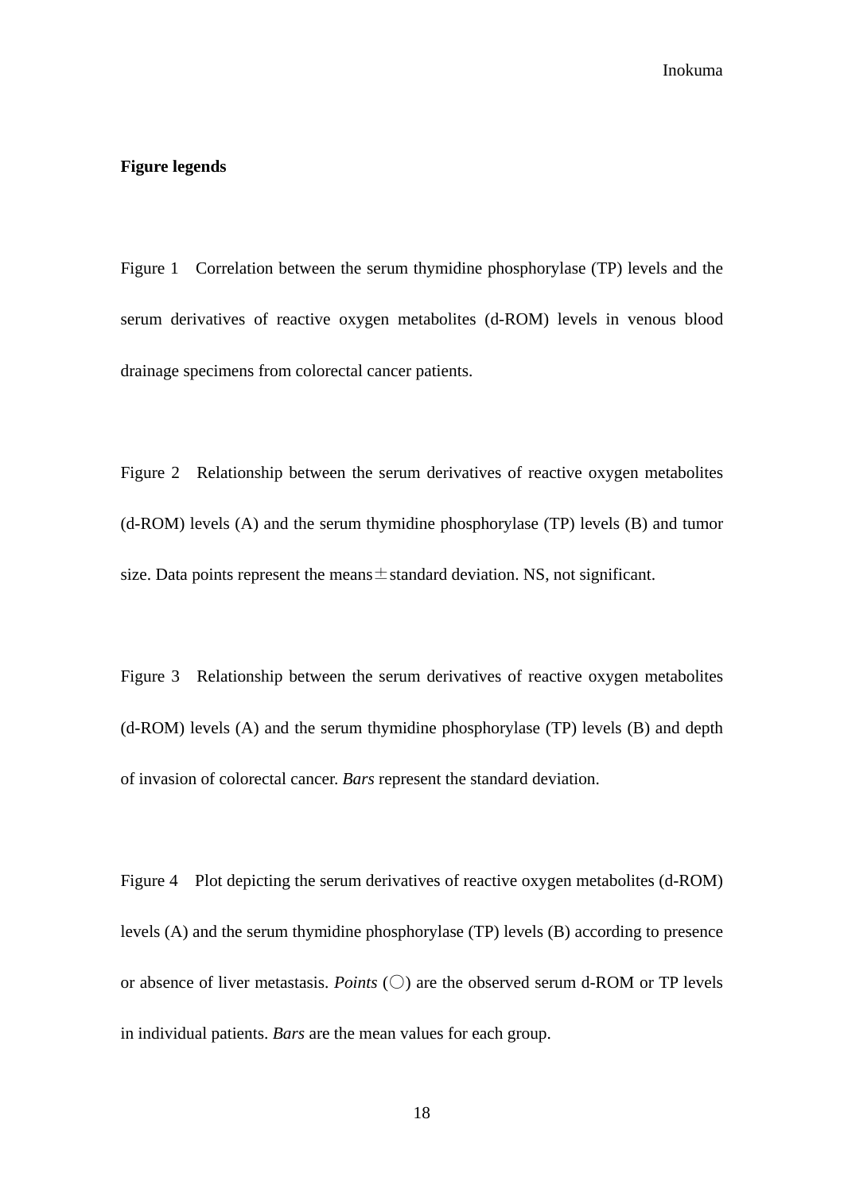**Figure legends**

Figure 1　Correlation between the serum thymidine phosphorylase (TP) levels and the serum derivatives of reactive oxygen metabolites (d-ROM) levels in venous blood drainage specimens from colorectal cancer patients.

Figure 2　Relationship between the serum derivatives of reactive oxygen metabolites (d-ROM) levels (A) and the serum thymidine phosphorylase (TP) levels (B) and tumor size. Data points represent the means ± standard deviation. NS, not significant.

Figure 3　Relationship between the serum derivatives of reactive oxygen metabolites (d-ROM) levels (A) and the serum thymidine phosphorylase (TP) levels (B) and depth of invasion of colorectal cancer. *Bars* represent the standard deviation.

Figure 4　Plot depicting the serum derivatives of reactive oxygen metabolites (d-ROM) levels (A) and the serum thymidine phosphorylase (TP) levels (B) according to presence or absence of liver metastasis. *Points* (○) are the observed serum d-ROM or TP levels in individual patients. *Bars* are the mean values for each group.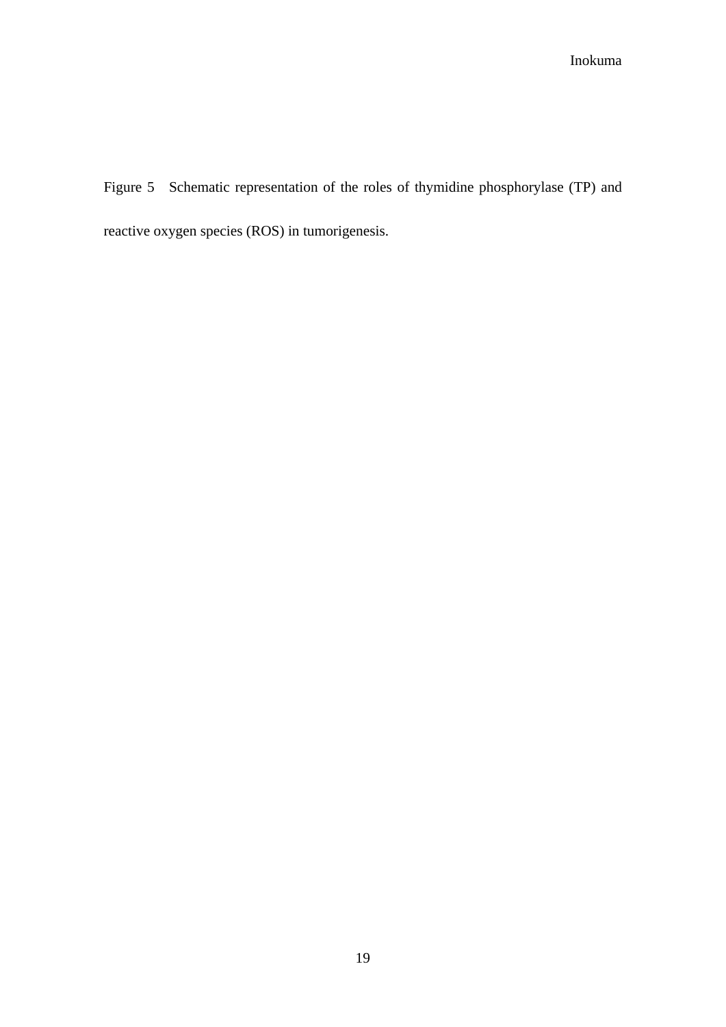Figure 5 Schematic representation of the roles of thymidine phosphorylase (TP) and reactive oxygen species (ROS) in tumorigenesis.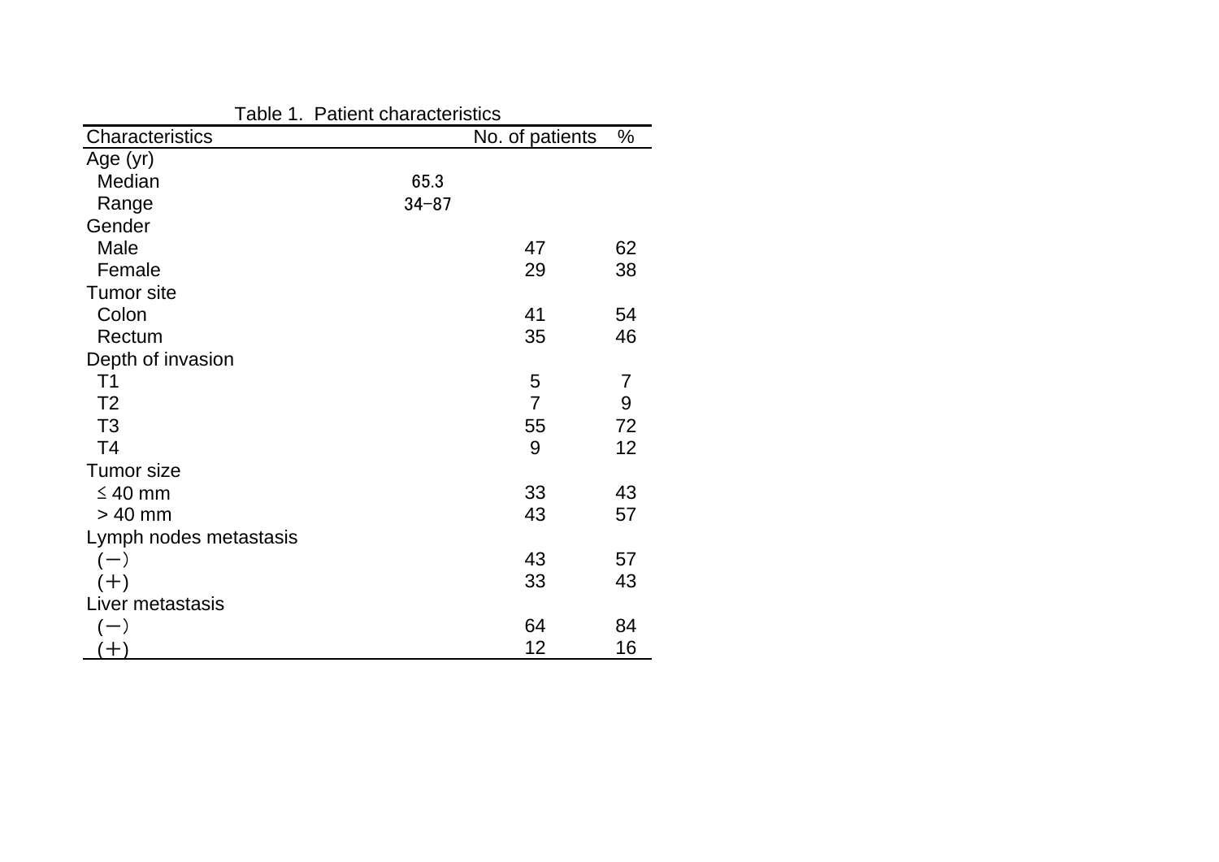Table 1. Patient characteristics

| Characteristics | | No. of patients | % |
|---|---|---|---|
| Age (yr) | | | |
| Median | 65.3 | | |
| Range | 34−87 | | |
| Gender | | | |
| Male | | 47 | 62 |
| Female | | 29 | 38 |
| Tumor site | | | |
| Colon | | 41 | 54 |
| Rectum | | 35 | 46 |
| Depth of invasion | | | |
| T1 | | 5 | 7 |
| T2 | | 7 | 9 |
| T3 | | 55 | 72 |
| T4 | | 9 | 12 |
| Tumor size | | | |
| ≤ 40 mm | | 33 | 43 |
| > 40 mm | | 43 | 57 |
| Lymph nodes metastasis | | | |
| (−) | | 43 | 57 |
| (+) | | 33 | 43 |
| Liver metastasis | | | |
| (−) | | 64 | 84 |
| (+) | | 12 | 16 |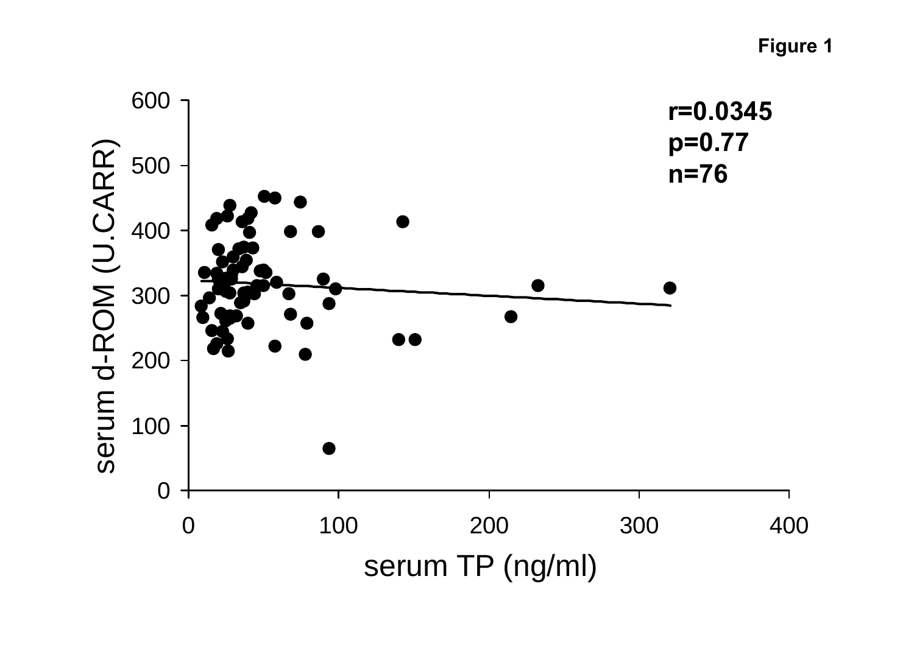Figure 1

r=0.0345
p=0.77
n=76

serum d-ROM (U.CARR)

serum TP (ng/ml)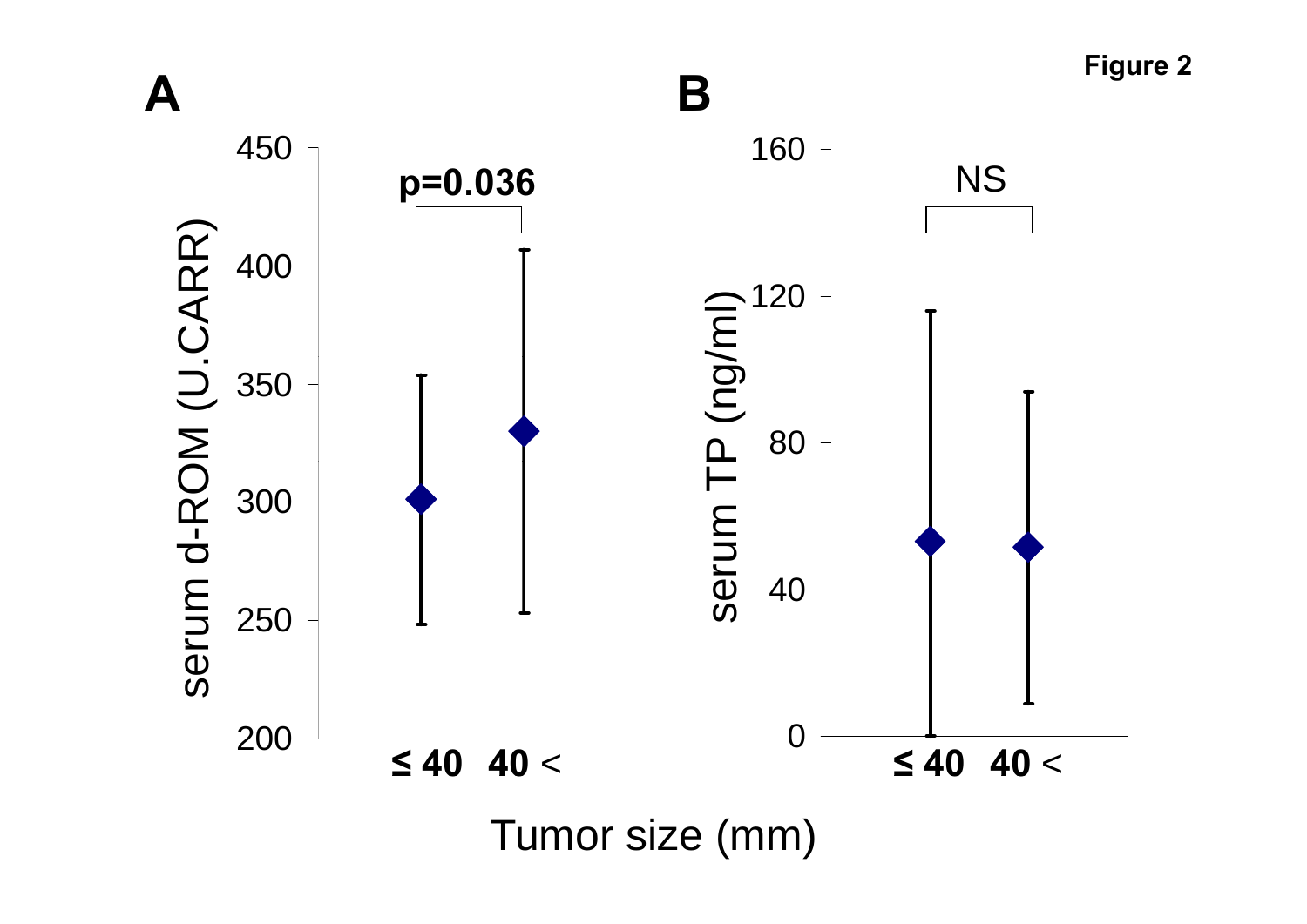Figure 2

**A**

serum d-ROM (U.CARR)

450
400
350
300
250
200

**p=0.036**

**≤ 40** **40** <

**B**

serum TP (ng/ml)

160
120
80
40
0

NS

**≤ 40** **40** <

Tumor size (mm)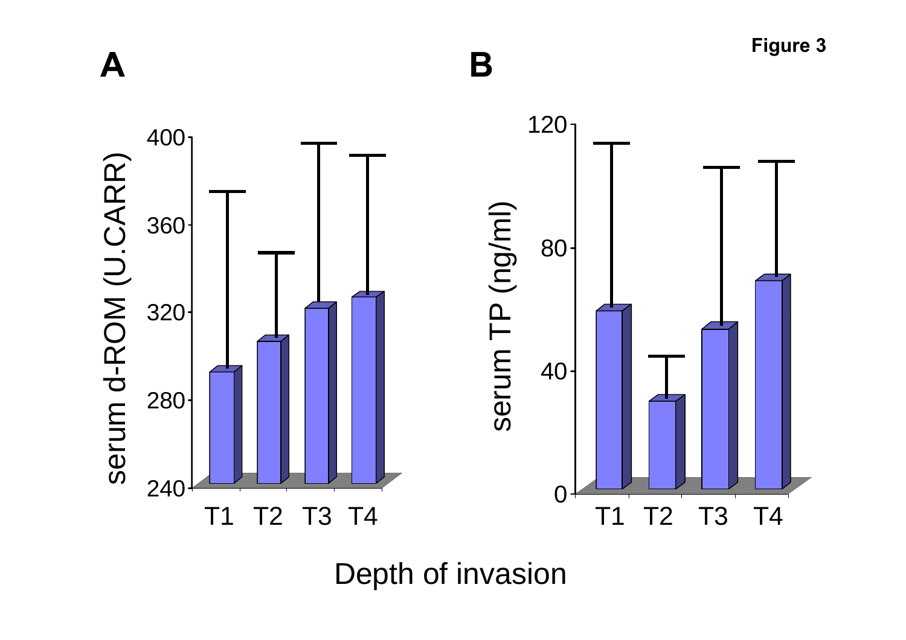Figure 3

A

B

Depth of invasion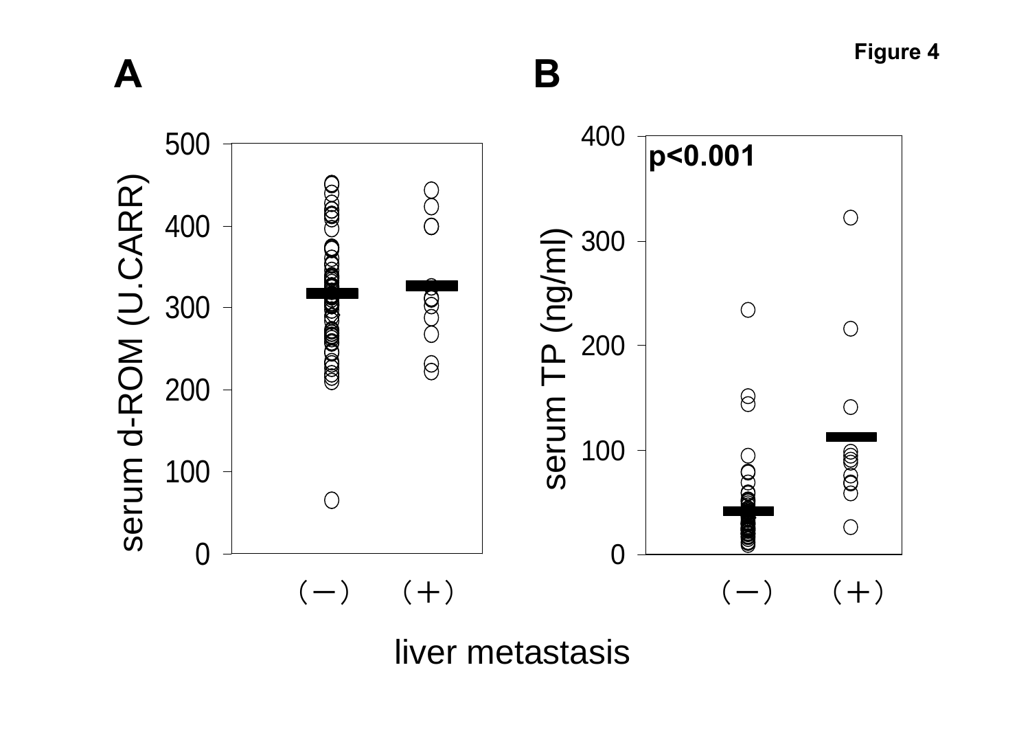Figure 4

A

serum d-ROM (U.CARR)

500
400
300
200
100
0

(−) (+)

B

p<0.001

serum TP (ng/ml)

400
300
200
100
0

(−) (+)

liver metastasis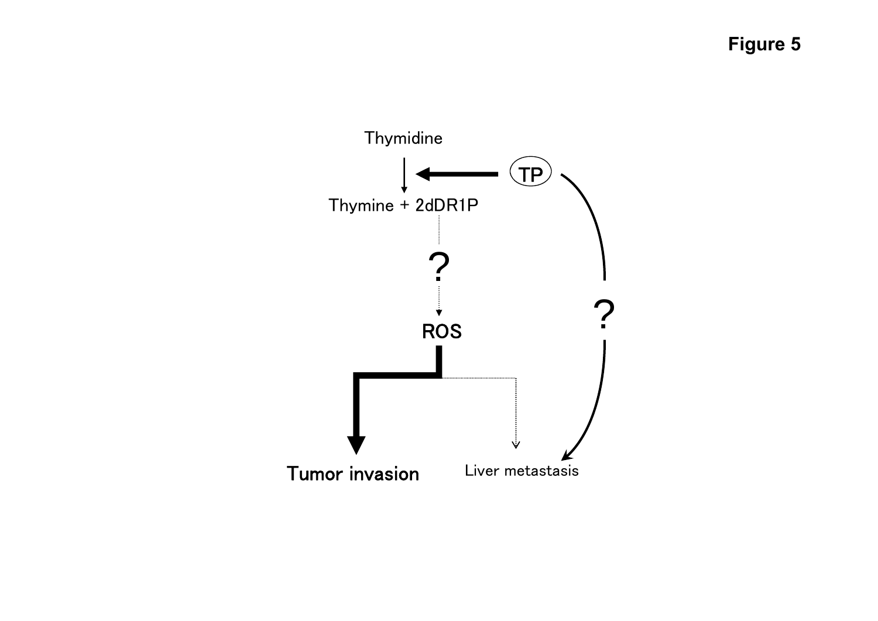Figure 5

Thymidine

TP

Thymine + 2dDR1P

?

ROS

?

Tumor invasion

Liver metastasis